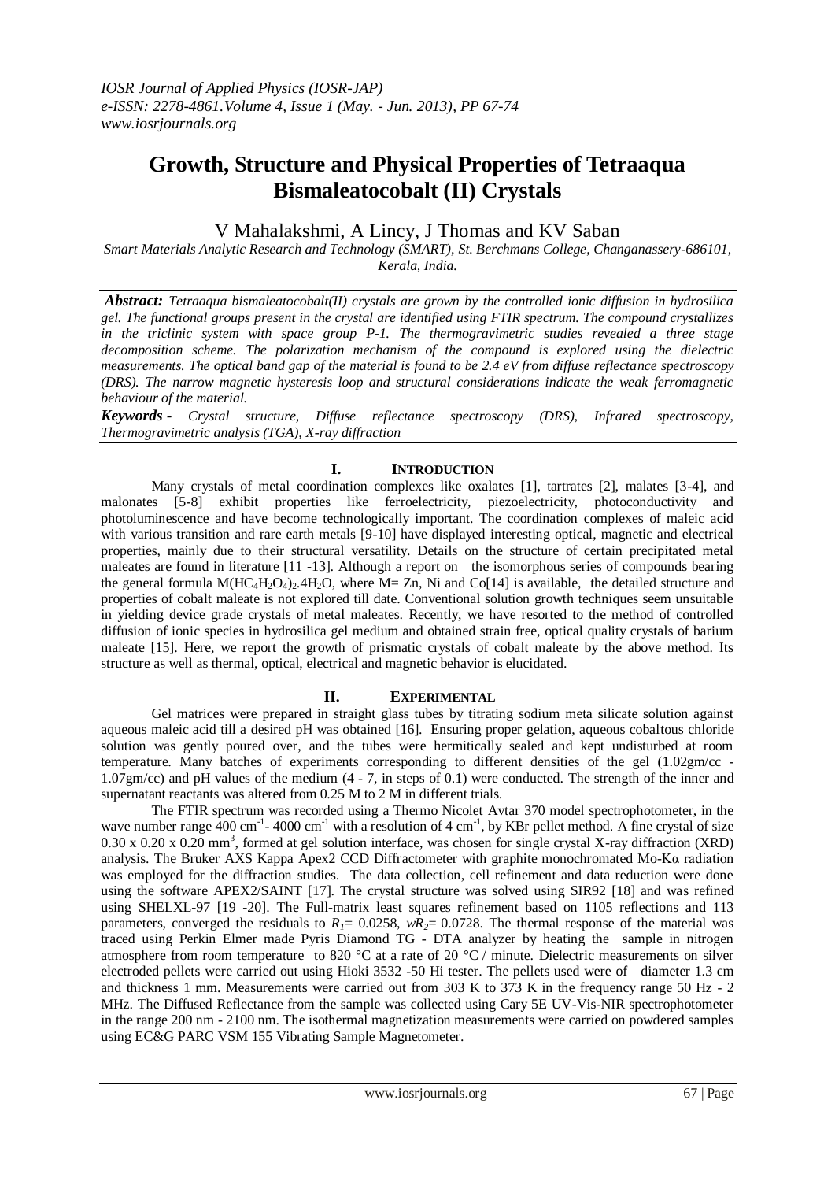# Growth, Structure and Physical Properties of Tetraaqua Bismaleatocobalt (II) Crystals

V Mahalakshmi, A Lincy, J Thomas and KV Saban

*Smart Materials Analytic Research and Technology (SMART), St. Berchmans College, Changanassery-686101, Kerala, India.*

***Abstract:*** *Tetraaqua bismaleatocobalt(II) crystals are grown by the controlled ionic diffusion in hydrosilica gel. The functional groups present in the crystal are identified using FTIR spectrum. The compound crystallizes in the triclinic system with space group P-1. The thermogravimetric studies revealed a three stage decomposition scheme. The polarization mechanism of the compound is explored using the dielectric measurements. The optical band gap of the material is found to be 2.4 eV from diffuse reflectance spectroscopy (DRS). The narrow magnetic hysteresis loop and structural considerations indicate the weak ferromagnetic behaviour of the material.*

***Keywords -*** *Crystal structure, Diffuse reflectance spectroscopy (DRS), Infrared spectroscopy, Thermogravimetric analysis (TGA), X-ray diffraction*

## I. INTRODUCTION

Many crystals of metal coordination complexes like oxalates [1], tartrates [2], malates [3-4], and malonates [5-8] exhibit properties like ferroelectricity, piezoelectricity, photoconductivity and photoluminescence and have become technologically important. The coordination complexes of maleic acid with various transition and rare earth metals [9-10] have displayed interesting optical, magnetic and electrical properties, mainly due to their structural versatility. Details on the structure of certain precipitated metal maleates are found in literature [11 -13]. Although a report on the isomorphous series of compounds bearing the general formula $M(HC_4H_2O_4)_2.4H_2O$, where M= Zn, Ni and Co[14] is available, the detailed structure and properties of cobalt maleate is not explored till date. Conventional solution growth techniques seem unsuitable in yielding device grade crystals of metal maleates. Recently, we have resorted to the method of controlled diffusion of ionic species in hydrosilica gel medium and obtained strain free, optical quality crystals of barium maleate [15]. Here, we report the growth of prismatic crystals of cobalt maleate by the above method. Its structure as well as thermal, optical, electrical and magnetic behavior is elucidated.

## II. EXPERIMENTAL

Gel matrices were prepared in straight glass tubes by titrating sodium meta silicate solution against aqueous maleic acid till a desired pH was obtained [16]. Ensuring proper gelation, aqueous cobaltous chloride solution was gently poured over, and the tubes were hermitically sealed and kept undisturbed at room temperature. Many batches of experiments corresponding to different densities of the gel (1.02gm/cc - 1.07gm/cc) and pH values of the medium (4 - 7, in steps of 0.1) were conducted. The strength of the inner and supernatant reactants was altered from 0.25 M to 2 M in different trials.

The FTIR spectrum was recorded using a Thermo Nicolet Avtar 370 model spectrophotometer, in the wave number range 400 $cm^{-1}$ - 4000 $cm^{-1}$ with a resolution of 4 $cm^{-1}$, by KBr pellet method. A fine crystal of size 0.30 x 0.20 x 0.20 $mm^3$, formed at gel solution interface, was chosen for single crystal X-ray diffraction (XRD) analysis. The Bruker AXS Kappa Apex2 CCD Diffractometer with graphite monochromated Mo-Kα radiation was employed for the diffraction studies. The data collection, cell refinement and data reduction were done using the software APEX2/SAINT [17]. The crystal structure was solved using SIR92 [18] and was refined using SHELXL-97 [19 -20]. The Full-matrix least squares refinement based on 1105 reflections and 113 parameters, converged the residuals to $R_1$= 0.0258, $wR_2$= 0.0728. The thermal response of the material was traced using Perkin Elmer made Pyris Diamond TG - DTA analyzer by heating the sample in nitrogen atmosphere from room temperature to 820 °C at a rate of 20 °C / minute. Dielectric measurements on silver electroded pellets were carried out using Hioki 3532 -50 Hi tester. The pellets used were of diameter 1.3 cm and thickness 1 mm. Measurements were carried out from 303 K to 373 K in the frequency range 50 Hz - 2 MHz. The Diffused Reflectance from the sample was collected using Cary 5E UV-Vis-NIR spectrophotometer in the range 200 nm - 2100 nm. The isothermal magnetization measurements were carried on powdered samples using EC&G PARC VSM 155 Vibrating Sample Magnetometer.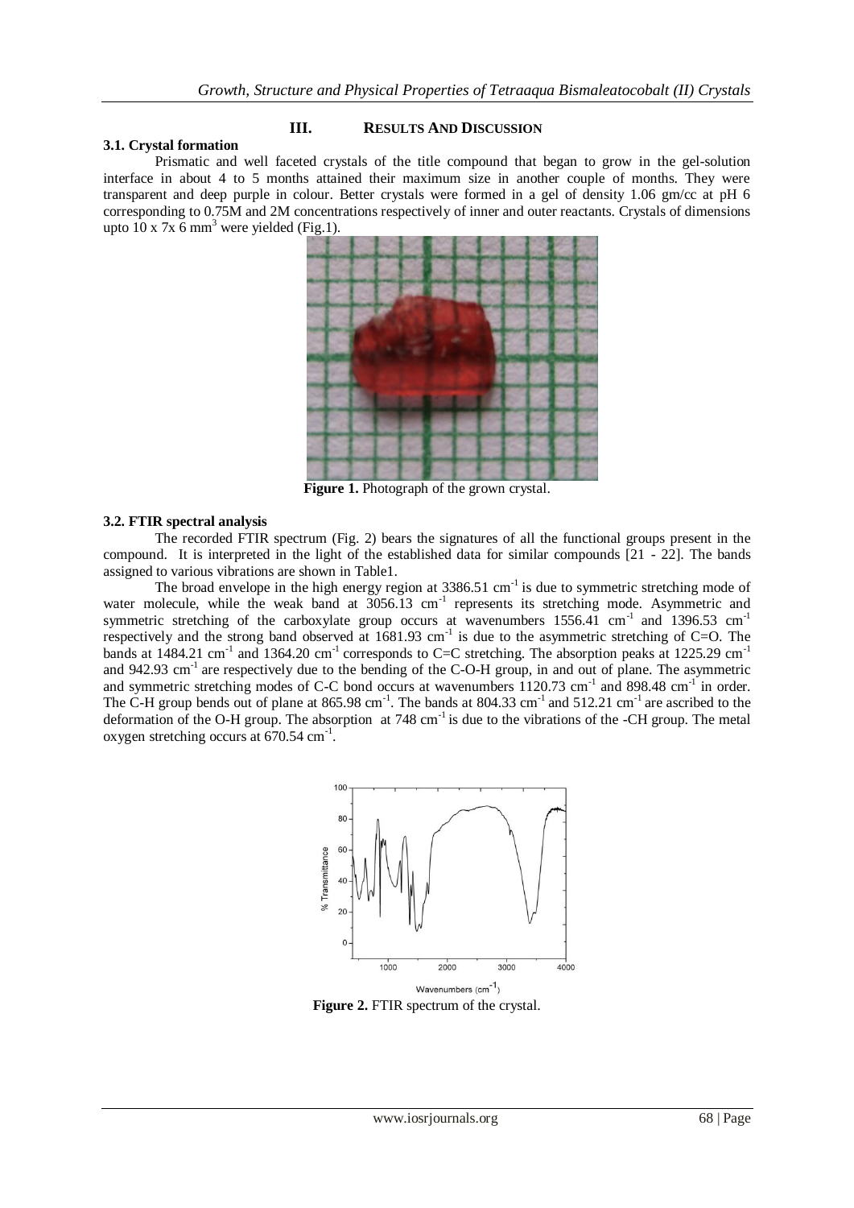## III. RESULTS AND DISCUSSION

### 3.1. Crystal formation

Prismatic and well faceted crystals of the title compound that began to grow in the gel-solution interface in about 4 to 5 months attained their maximum size in another couple of months. They were transparent and deep purple in colour. Better crystals were formed in a gel of density 1.06 gm/cc at pH 6 corresponding to 0.75M and 2M concentrations respectively of inner and outer reactants. Crystals of dimensions upto 10 x 7x 6 $mm^3$ were yielded (Fig.1).

**Figure 1.** Photograph of the grown crystal.

### 3.2. FTIR spectral analysis

The recorded FTIR spectrum (Fig. 2) bears the signatures of all the functional groups present in the compound. It is interpreted in the light of the established data for similar compounds [21 - 22]. The bands assigned to various vibrations are shown in Table1.

The broad envelope in the high energy region at 3386.51 $cm^{-1}$ is due to symmetric stretching mode of water molecule, while the weak band at 3056.13 $cm^{-1}$ represents its stretching mode. Asymmetric and symmetric stretching of the carboxylate group occurs at wavenumbers 1556.41 $cm^{-1}$ and 1396.53 $cm^{-1}$ respectively and the strong band observed at 1681.93 $cm^{-1}$ is due to the asymmetric stretching of C=O. The bands at 1484.21 $cm^{-1}$ and 1364.20 $cm^{-1}$ corresponds to C=C stretching. The absorption peaks at 1225.29 $cm^{-1}$ and 942.93 $cm^{-1}$ are respectively due to the bending of the C-O-H group, in and out of plane. The asymmetric and symmetric stretching modes of C-C bond occurs at wavenumbers 1120.73 $cm^{-1}$ and 898.48 $cm^{-1}$ in order. The C-H group bends out of plane at 865.98 $cm^{-1}$. The bands at 804.33 $cm^{-1}$ and 512.21 $cm^{-1}$ are ascribed to the deformation of the O-H group. The absorption at 748 $cm^{-1}$ is due to the vibrations of the -CH group. The metal oxygen stretching occurs at 670.54 $cm^{-1}$.

**Figure 2.** FTIR spectrum of the crystal.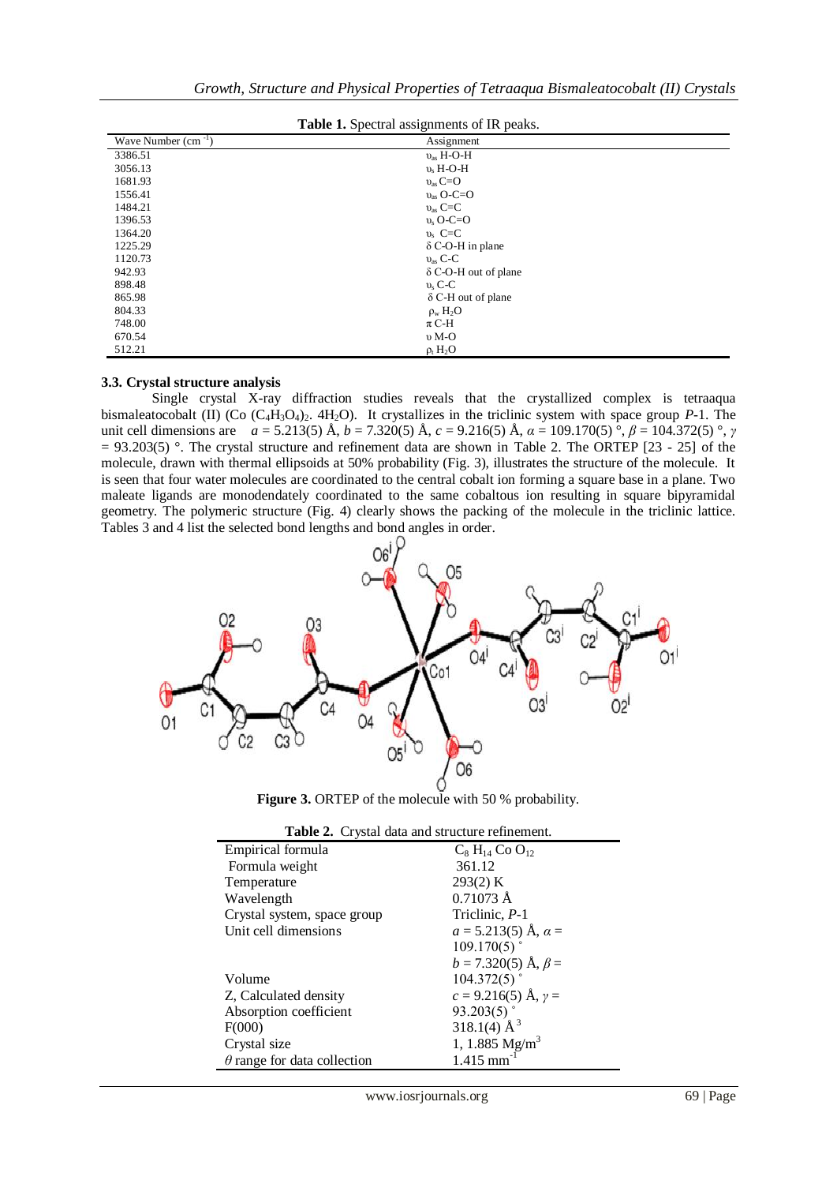**Table 1.** Spectral assignments of IR peaks.

| Wave Number ($cm^{-1}$) | Assignment |
|---|---|
| 3386.51 | $\upsilon_{as}$ H-O-H |
| 3056.13 | $\upsilon_{s}$ H-O-H |
| 1681.93 | $\upsilon_{as}$ C=O |
| 1556.41 | $\upsilon_{as}$ O-C=O |
| 1484.21 | $\upsilon_{as}$ C=C |
| 1396.53 | $\upsilon_{s}$ O-C=O |
| 1364.20 | $\upsilon_{s}$ C=C |
| 1225.29 | δ C-O-H in plane |
| 1120.73 | $\upsilon_{as}$ C-C |
| 942.93 | δ C-O-H out of plane |
| 898.48 | $\upsilon_{s}$ C-C |
| 865.98 | δ C-H out of plane |
| 804.33 | $\rho_w$ $H_2O$ |
| 748.00 | π C-H |
| 670.54 | υ M-O |
| 512.21 | $\rho_r$ $H_2O$ |

### 3.3. Crystal structure analysis

Single crystal X-ray diffraction studies reveals that the crystallized complex is tetraaqua bismaleatocobalt (II) (Co $(C_4H_3O_4)_2$. $4H_2O$). It crystallizes in the triclinic system with space group *P*-1. The unit cell dimensions are $a$ = 5.213(5) Å, $b$ = 7.320(5) Å, $c$ = 9.216(5) Å, $\alpha$ = 109.170(5) °, $\beta$ = 104.372(5) °, $\gamma$ = 93.203(5) °. The crystal structure and refinement data are shown in Table 2. The ORTEP [23 - 25] of the molecule, drawn with thermal ellipsoids at 50% probability (Fig. 3), illustrates the structure of the molecule. It is seen that four water molecules are coordinated to the central cobalt ion forming a square base in a plane. Two maleate ligands are monodendately coordinated to the same cobaltous ion resulting in square bipyramidal geometry. The polymeric structure (Fig. 4) clearly shows the packing of the molecule in the triclinic lattice. Tables 3 and 4 list the selected bond lengths and bond angles in order.

**Figure 3.** ORTEP of the molecule with 50 % probability.

**Table 2.** Crystal data and structure refinement.

| | |
|---|---|
| Empirical formula | $C_8 H_{14}$ Co $O_{12}$ |
| Formula weight | 361.12 |
| Temperature | 293(2) K |
| Wavelength | 0.71073 Å |
| Crystal system, space group | Triclinic, *P*-1 |
| Unit cell dimensions | $a$ = 5.213(5) Å, $\alpha$ = 109.170(5) ° |
| | $b$ = 7.320(5) Å, $\beta$ = 104.372(5) ° |
| | $c$ = 9.216(5) Å, $\gamma$ = 93.203(5) ° |
| Volume | 318.1(4) Å$^3$ |
| Z, Calculated density | 1, 1.885 Mg/m$^3$ |
| Absorption coefficient | 1.415 mm$^{-1}$ |
| F(000) | |
| Crystal size | |
| $\theta$ range for data collection | |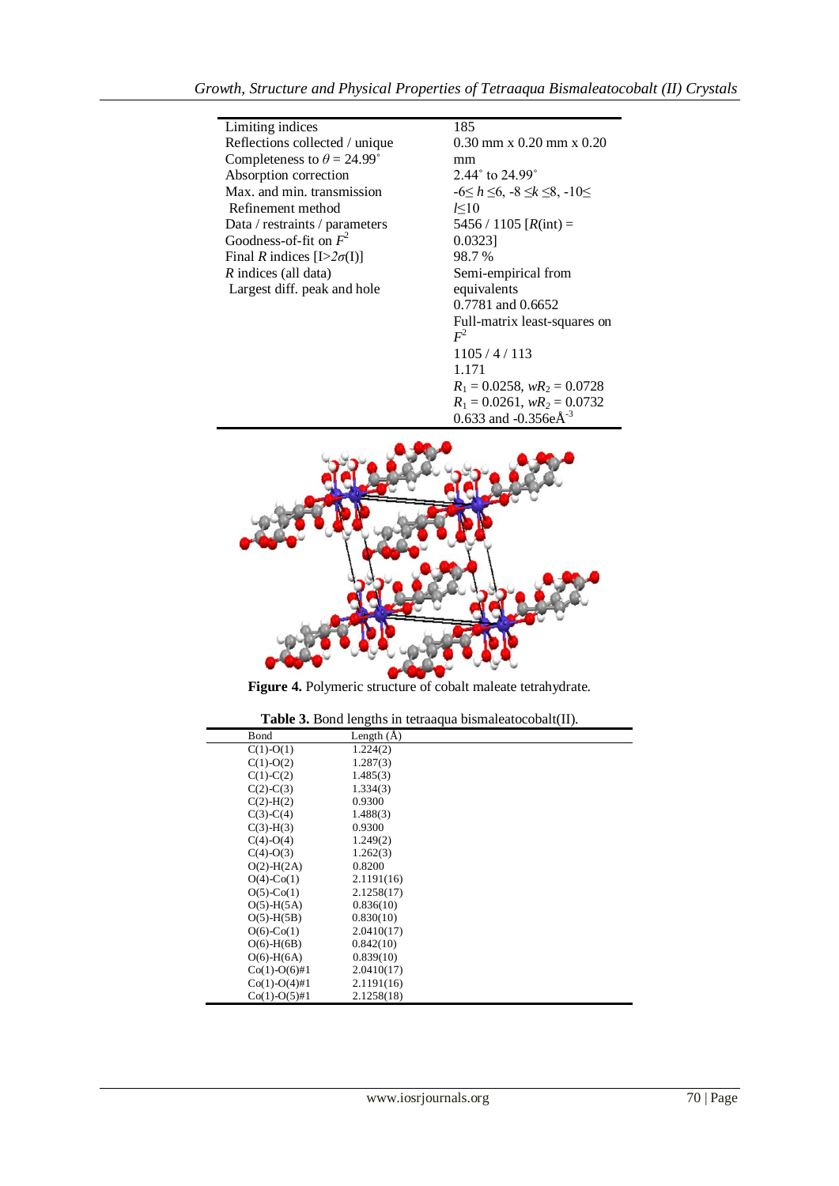| | |
|---|---|
| | 185 |
| | 0.30 mm x 0.20 mm x 0.20 mm |
| | 2.44° to 24.99° |
| Limiting indices | $-6 \leq h \leq 6$, $-8 \leq k \leq 8$, $-10 \leq l \leq 10$ |
| Reflections collected / unique | 5456 / 1105 [$R$(int) = 0.0323] |
| Completeness to $\theta$ = 24.99° | 98.7 % |
| Absorption correction | Semi-empirical from equivalents |
| Max. and min. transmission | 0.7781 and 0.6652 |
| Refinement method | Full-matrix least-squares on $F^2$ |
| Data / restraints / parameters | 1105 / 4 / 113 |
| Goodness-of-fit on $F^2$ | 1.171 |
| Final $R$ indices [$I > 2\sigma(I)$] | $R_1$ = 0.0258, $wR_2$ = 0.0728 |
| $R$ indices (all data) | $R_1$ = 0.0261, $wR_2$ = 0.0732 |
| Largest diff. peak and hole | 0.633 and -0.356eÅ$^{-3}$ |

**Figure 4.** Polymeric structure of cobalt maleate tetrahydrate.

**Table 3.** Bond lengths in tetraaqua bismaleatocobalt(II).

| Bond | Length (Å) |
|---|---|
| C(1)-O(1) | 1.224(2) |
| C(1)-O(2) | 1.287(3) |
| C(1)-C(2) | 1.485(3) |
| C(2)-C(3) | 1.334(3) |
| C(2)-H(2) | 0.9300 |
| C(3)-C(4) | 1.488(3) |
| C(3)-H(3) | 0.9300 |
| C(4)-O(4) | 1.249(2) |
| C(4)-O(3) | 1.262(3) |
| O(2)-H(2A) | 0.8200 |
| O(4)-Co(1) | 2.1191(16) |
| O(5)-Co(1) | 2.1258(17) |
| O(5)-H(5A) | 0.836(10) |
| O(5)-H(5B) | 0.830(10) |
| O(6)-Co(1) | 2.0410(17) |
| O(6)-H(6B) | 0.842(10) |
| O(6)-H(6A) | 0.839(10) |
| Co(1)-O(6)#1 | 2.0410(17) |
| Co(1)-O(4)#1 | 2.1191(16) |
| Co(1)-O(5)#1 | 2.1258(18) |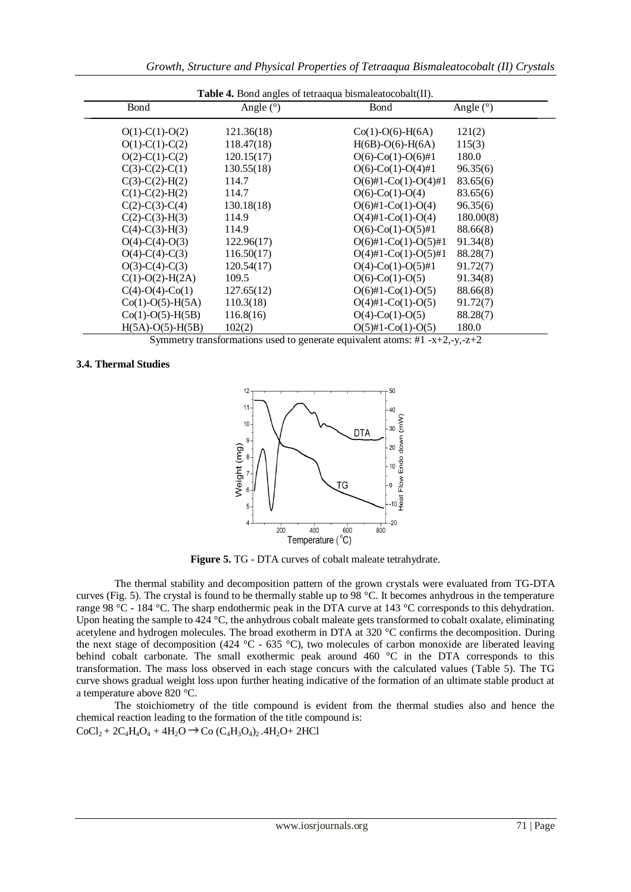**Table 4.** Bond angles of tetraaqua bismaleatocobalt(II).

| Bond | Angle (°) | Bond | Angle (°) |
|---|---|---|---|
| O(1)-C(1)-O(2) | 121.36(18) | Co(1)-O(6)-H(6A) | 121(2) |
| O(1)-C(1)-C(2) | 118.47(18) | H(6B)-O(6)-H(6A) | 115(3) |
| O(2)-C(1)-C(2) | 120.15(17) | O(6)-Co(1)-O(6)#1 | 180.0 |
| C(3)-C(2)-C(1) | 130.55(18) | O(6)-Co(1)-O(4)#1 | 96.35(6) |
| C(3)-C(2)-H(2) | 114.7 | O(6)#1-Co(1)-O(4)#1 | 83.65(6) |
| C(1)-C(2)-H(2) | 114.7 | O(6)-Co(1)-O(4) | 83.65(6) |
| C(2)-C(3)-C(4) | 130.18(18) | O(6)#1-Co(1)-O(4) | 96.35(6) |
| C(2)-C(3)-H(3) | 114.9 | O(4)#1-Co(1)-O(4) | 180.00(8) |
| C(4)-C(3)-H(3) | 114.9 | O(6)-Co(1)-O(5)#1 | 88.66(8) |
| O(4)-C(4)-O(3) | 122.96(17) | O(6)#1-Co(1)-O(5)#1 | 91.34(8) |
| O(4)-C(4)-C(3) | 116.50(17) | O(4)#1-Co(1)-O(5)#1 | 88.28(7) |
| O(3)-C(4)-C(3) | 120.54(17) | O(4)-Co(1)-O(5)#1 | 91.72(7) |
| C(1)-O(2)-H(2A) | 109.5 | O(6)-Co(1)-O(5) | 91.34(8) |
| C(4)-O(4)-Co(1) | 127.65(12) | O(6)#1-Co(1)-O(5) | 88.66(8) |
| Co(1)-O(5)-H(5A) | 110.3(18) | O(4)#1-Co(1)-O(5) | 91.72(7) |
| Co(1)-O(5)-H(5B) | 116.8(16) | O(4)-Co(1)-O(5) | 88.28(7) |
| H(5A)-O(5)-H(5B) | 102(2) | O(5)#1-Co(1)-O(5) | 180.0 |

Symmetry transformations used to generate equivalent atoms: #1 -x+2,-y,-z+2

### 3.4. Thermal Studies

**Figure 5.** TG - DTA curves of cobalt maleate tetrahydrate.

The thermal stability and decomposition pattern of the grown crystals were evaluated from TG-DTA curves (Fig. 5). The crystal is found to be thermally stable up to 98 °C. It becomes anhydrous in the temperature range 98 °C - 184 °C. The sharp endothermic peak in the DTA curve at 143 °C corresponds to this dehydration. Upon heating the sample to 424 °C, the anhydrous cobalt maleate gets transformed to cobalt oxalate, eliminating acetylene and hydrogen molecules. The broad exotherm in DTA at 320 °C confirms the decomposition. During the next stage of decomposition (424 °C - 635 °C), two molecules of carbon monoxide are liberated leaving behind cobalt carbonate. The small exothermic peak around 460 °C in the DTA corresponds to this transformation. The mass loss observed in each stage concurs with the calculated values (Table 5). The TG curve shows gradual weight loss upon further heating indicative of the formation of an ultimate stable product at a temperature above 820 °C.

The stoichiometry of the title compound is evident from the thermal studies also and hence the chemical reaction leading to the formation of the title compound is:

$CoCl_2 + 2C_4H_4O_4 + 4H_2O \rightarrow Co(C_4H_3O_4)_2.4H_2O + 2HCl$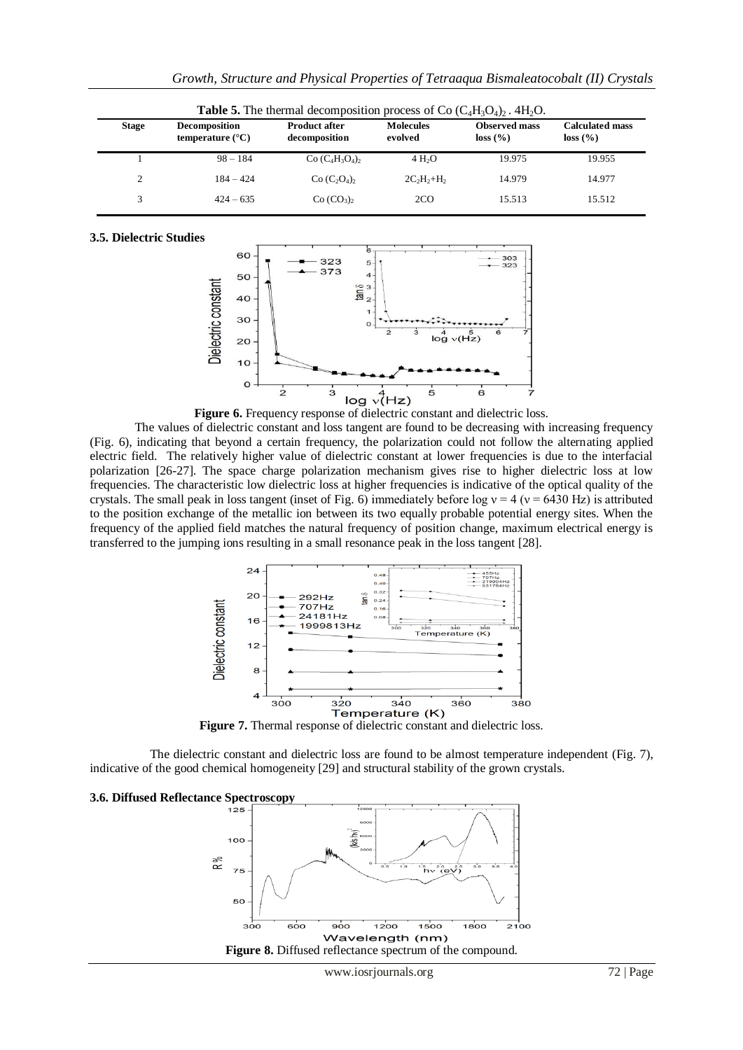**Table 5.** The thermal decomposition process of Co $(C_4H_3O_4)_2 . 4H_2O$.

| Stage | Decomposition temperature (°C) | Product after decomposition | Molecules evolved | Observed mass loss (%) | Calculated mass loss (%) |
|---|---|---|---|---|---|
| 1 | 98 – 184 | Co $(C_4H_3O_4)_2$ | 4 $H_2O$ | 19.975 | 19.955 |
| 2 | 184 – 424 | Co $(C_2O_4)_2$ | $2C_2H_2$+$H_2$ | 14.979 | 14.977 |
| 3 | 424 – 635 | Co $(CO_3)_2$ | 2CO | 15.513 | 15.512 |

### 3.5. Dielectric Studies

**Figure 6.** Frequency response of dielectric constant and dielectric loss.

The values of dielectric constant and loss tangent are found to be decreasing with increasing frequency (Fig. 6), indicating that beyond a certain frequency, the polarization could not follow the alternating applied electric field. The relatively higher value of dielectric constant at lower frequencies is due to the interfacial polarization [26-27]. The space charge polarization mechanism gives rise to higher dielectric loss at low frequencies. The characteristic low dielectric loss at higher frequencies is indicative of the optical quality of the crystals. The small peak in loss tangent (inset of Fig. 6) immediately before log $\nu = 4$ ($\nu = 6430$ Hz) is attributed to the position exchange of the metallic ion between its two equally probable potential energy sites. When the frequency of the applied field matches the natural frequency of position change, maximum electrical energy is transferred to the jumping ions resulting in a small resonance peak in the loss tangent [28].

**Figure 7.** Thermal response of dielectric constant and dielectric loss.

The dielectric constant and dielectric loss are found to be almost temperature independent (Fig. 7), indicative of the good chemical homogeneity [29] and structural stability of the grown crystals.

### 3.6. Diffused Reflectance Spectroscopy

**Figure 8.** Diffused reflectance spectrum of the compound.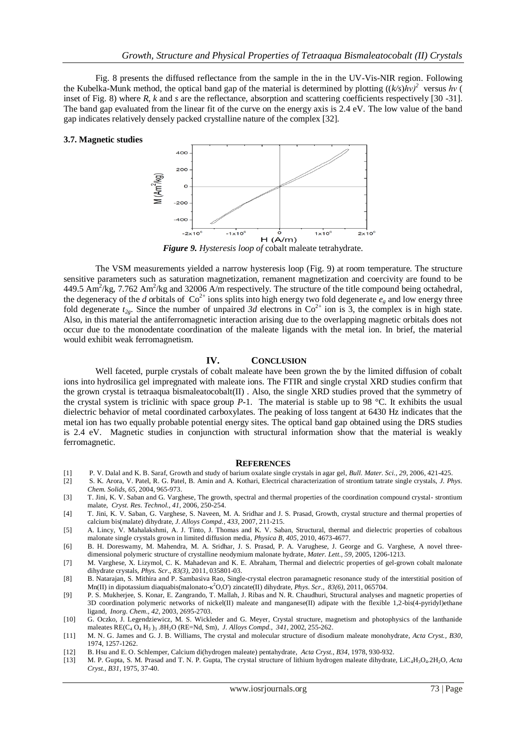Fig. 8 presents the diffused reflectance from the sample in the in the UV-Vis-NIR region. Following the Kubelka-Munk method, the optical band gap of the material is determined by plotting $((k/s)h\nu)^2$ versus $h\nu$ ( inset of Fig. 8) where *R*, *k* and *s* are the reflectance, absorption and scattering coefficients respectively [30 -31]. The band gap evaluated from the linear fit of the curve on the energy axis is 2.4 eV. The low value of the band gap indicates relatively densely packed crystalline nature of the complex [32].

### 3.7. Magnetic studies

***Figure 9.*** ***Hysteresis loop of*** cobalt maleate tetrahydrate.

The VSM measurements yielded a narrow hysteresis loop (Fig. 9) at room temperature. The structure sensitive parameters such as saturation magnetization, remanent magnetization and coercivity are found to be 449.5 $Am^2/kg$, 7.762 $Am^2/kg$ and 32006 A/m respectively. The structure of the title compound being octahedral, the degeneracy of the *d* orbitals of $Co^{2+}$ ions splits into high energy two fold degenerate $e_g$ and low energy three fold degenerate $t_{2g}$. Since the number of unpaired *3d* electrons in $Co^{2+}$ ion is 3, the complex is in high state. Also, in this material the antiferromagnetic interaction arising due to the overlapping magnetic orbitals does not occur due to the monodentate coordination of the maleate ligands with the metal ion. In brief, the material would exhibit weak ferromagnetism.

## IV. CONCLUSION

Well faceted, purple crystals of cobalt maleate have been grown the by the limited diffusion of cobalt ions into hydrosilica gel impregnated with maleate ions. The FTIR and single crystal XRD studies confirm that the grown crystal is tetraaqua bismaleatocobalt(II) . Also, the single XRD studies proved that the symmetry of the crystal system is triclinic with space group *P*-1. The material is stable up to 98 °C. It exhibits the usual dielectric behavior of metal coordinated carboxylates. The peaking of loss tangent at 6430 Hz indicates that the metal ion has two equally probable potential energy sites. The optical band gap obtained using the DRS studies is 2.4 eV. Magnetic studies in conjunction with structural information show that the material is weakly ferromagnetic.

## REFERENCES

[1] P. V. Dalal and K. B. Saraf, Growth and study of barium oxalate single crystals in agar gel, *Bull. Mater. Sci., 29*, 2006, 421-425.

[2] S. K. Arora, V. Patel, R. G. Patel, B. Amin and A. Kothari, Electrical characterization of strontium tatrate single crystals, *J. Phys. Chem. Solids, 65*, 2004, 965-973.

[3] T. Jini, K. V. Saban and G. Varghese, The growth, spectral and thermal properties of the coordination compound crystal- strontium malate, *Cryst. Res. Technol., 41*, 2006, 250-254.

[4] T. Jini, K. V. Saban, G. Varghese, S. Naveen, M. A. Sridhar and J. S. Prasad, Growth, crystal structure and thermal properties of calcium bis(malate) dihydrate, *J. Alloys Compd., 433*, 2007, 211-215.

[5] A. Lincy, V. Mahalakshmi, A. J. Tinto, J. Thomas and K. V. Saban, Structural, thermal and dielectric properties of cobaltous malonate single crystals grown in limited diffusion media, *Physica B, 405*, 2010, 4673-4677.

[6] B. H. Doreswamy, M. Mahendra, M. A. Sridhar, J. S. Prasad, P. A. Varughese, J. George and G. Varghese, A novel three-dimensional polymeric structure of crystalline neodymium malonate hydrate, *Mater. Lett., 59*, 2005, 1206-1213.

[7] M. Varghese, X. Lizymol, C. K. Mahadevan and K. E. Abraham, Thermal and dielectric properties of gel-grown cobalt malonate dihydrate crystals, *Phys. Scr., 83(3)*, 2011, 035801-03.

[8] B. Natarajan, S. Mithira and P. Sambasiva Rao, Single-crystal electron paramagnetic resonance study of the interstitial position of Mn(II) in dipotassium diaquabis(malonato-$\kappa^2$O,O') zincate(II) dihydrate, *Phys. Scr., 83(6)*, 2011, 065704.

[9] P. S. Mukherjee, S. Konar, E. Zangrando, T. Mallah, J. Ribas and N. R. Chaudhuri, Structural analyses and magnetic properties of 3D coordination polymeric networks of nickel(II) maleate and manganese(II) adipate with the flexible 1,2-bis(4-pyridyl)ethane ligand, *Inorg. Chem., 42*, 2003, 2695-2703.

[10] G. Oczko, J. Legendziewicz, M. S. Wickleder and G. Meyer, Crystal structure, magnetism and photophysics of the lanthanide maleates RE($C_4O_4H_3$)$_3$.8$H_2O$ (RE=Nd, Sm), *J. Alloys Compd., 341*, 2002, 255-262.

[11] M. N. G. James and G. J. B. Williams, The crystal and molecular structure of disodium maleate monohydrate, *Acta Cryst., B30*, 1974, 1257-1262.

[12] B. Hsu and E. O. Schlemper, Calcium di(hydrogen maleate) pentahydrate, *Acta Cryst., B34*, 1978, 930-932.

[13] M. P. Gupta, S. M. Prasad and T. N. P. Gupta, The crystal structure of lithium hydrogen maleate dihydrate, $LiC_4H_3O_4.2H_2O$, *Acta Cryst., B31*, 1975, 37-40.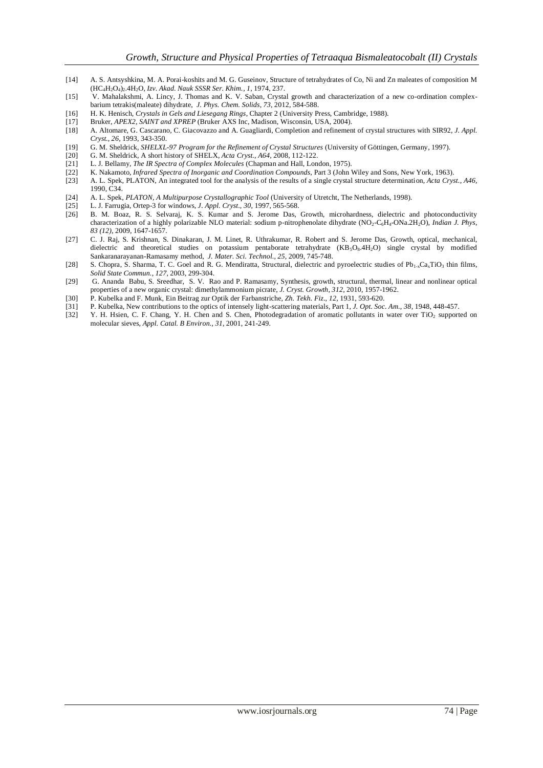[14] A. S. Antsyshkina, M. A. Porai-koshits and M. G. Guseinov, Structure of tetrahydrates of Co, Ni and Zn maleates of composition M $(HC_4H_2O_4)_2.4H_2O$, *Izv. Akad. Nauk SSSR Ser. Khim., 1,* 1974, 237.

[15] V. Mahalakshmi, A. Lincy, J. Thomas and K. V. Saban, Crystal growth and characterization of a new co-ordination complex-barium tetrakis(maleate) dihydrate, *J. Phys. Chem. Solids, 73,* 2012, 584-588.

[16] H. K. Henisch, *Crystals in Gels and Liesegang Rings,* Chapter 2 (University Press, Cambridge, 1988).

[17] Bruker, *APEX2, SAINT and XPREP* (Bruker AXS Inc, Madison, Wisconsin, USA, 2004).

[18] A. Altomare, G. Cascarano, C. Giacovazzo and A. Guagliardi, Completion and refinement of crystal structures with SIR92, *J. Appl. Cryst., 26,* 1993, 343-350.

[19] G. M. Sheldrick, *SHELXL-97 Program for the Refinement of Crystal Structures* (University of Göttingen, Germany, 1997).

[20] G. M. Sheldrick, A short history of SHELX, *Acta Cryst., A64,* 2008, 112-122.

[21] L. J. Bellamy, *The IR Spectra of Complex Molecules* (Chapman and Hall, London, 1975).

[22] K. Nakamoto, *Infrared Spectra of Inorganic and Coordination Compounds,* Part 3 (John Wiley and Sons, New York, 1963).

[23] A. L. Spek, PLATON, An integrated tool for the analysis of the results of a single crystal structure determination, *Acta Cryst., A46,* 1990, C34.

[24] A. L. Spek, *PLATON, A Multipurpose Crystallographic Tool* (University of Utretcht, The Netherlands, 1998).

[25] L. J. Farrugia, Ortep-3 for windows, *J. Appl. Cryst., 30,* 1997, 565-568.

[26] B. M. Boaz, R. S. Selvaraj, K. S. Kumar and S. Jerome Das, Growth, microhardness, dielectric and photoconductivity characterization of a highly polarizable NLO material: sodium p-nitrophenolate dihydrate ($NO_2$-$C_6H_4$-ONa.$2H_2O$), *Indian J. Phys, 83 (12),* 2009, 1647-1657.

[27] C. J. Raj, S. Krishnan, S. Dinakaran, J. M. Linet, R. Uthrakumar, R. Robert and S. Jerome Das, Growth, optical, mechanical, dielectric and theoretical studies on potassium pentaborate tetrahydrate ($KB_5O_8.4H_2O$) single crystal by modified Sankaranarayanan-Ramasamy method, *J. Mater. Sci. Technol., 25,* 2009, 745-748.

[28] S. Chopra, S. Sharma, T. C. Goel and R. G. Mendiratta, Structural, dielectric and pyroelectric studies of $Pb_{1-x}Ca_xTiO_3$ thin films, *Solid State Commun., 127,* 2003, 299-304.

[29] G. Ananda Babu, S. Sreedhar, S. V. Rao and P. Ramasamy, Synthesis, growth, structural, thermal, linear and nonlinear optical properties of a new organic crystal: dimethylammonium picrate, *J. Cryst. Growth, 312,* 2010, 1957-1962.

[30] P. Kubelka and F. Munk, Ein Beitrag zur Optik der Farbanstriche, *Zh. Tekh. Fiz., 12,* 1931, 593-620.

[31] P. Kubelka, New contributions to the optics of intensely light-scattering materials, Part 1, *J. Opt. Soc. Am., 38,* 1948, 448-457.

[32] Y. H. Hsien, C. F. Chang, Y. H. Chen and S. Chen, Photodegradation of aromatic pollutants in water over $TiO_2$ supported on molecular sieves, *Appl. Catal. B Environ., 31,* 2001, 241-249.